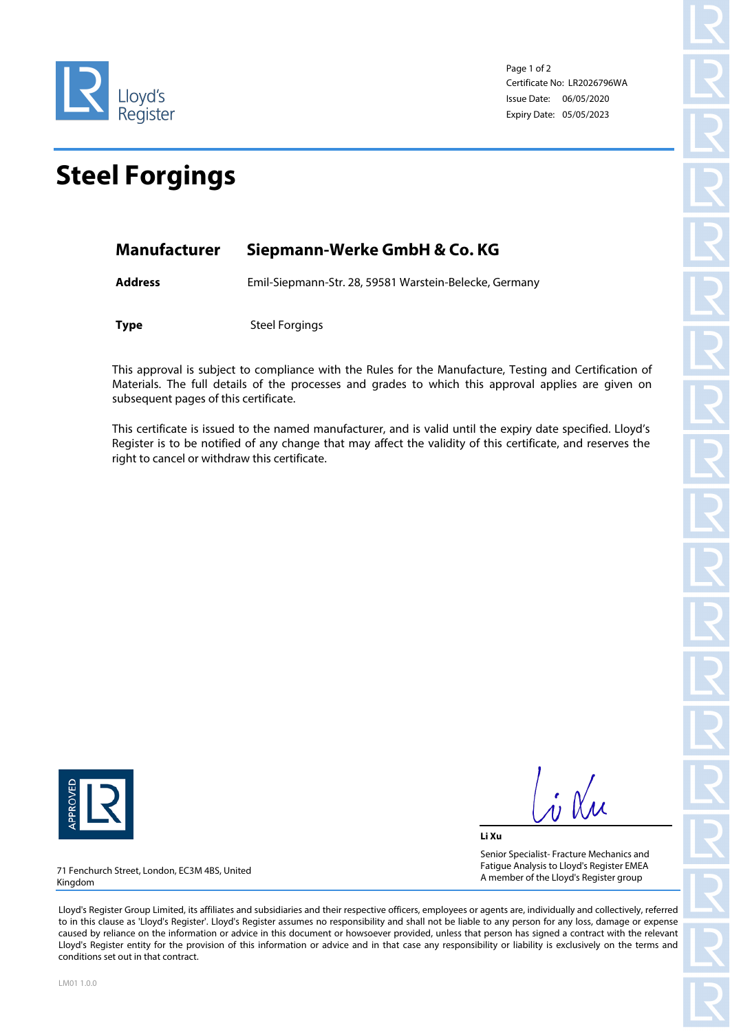Lloyd's Register

Certificate No: LR2026796WA
Issue Date: 06/05/2020
Expiry Date: 05/05/2023

# Steel Forgings

| | |
|---|---|
| **Manufacturer** | **Siepmann-Werke GmbH & Co. KG** |
| **Address** | Emil-Siepmann-Str. 28, 59581 Warstein-Belecke, Germany |
| **Type** | Steel Forgings |

This approval is subject to compliance with the Rules for the Manufacture, Testing and Certification of Materials. The full details of the processes and grades to which this approval applies are given on subsequent pages of this certificate.

This certificate is issued to the named manufacturer, and is valid until the expiry date specified. Lloyd's Register is to be notified of any change that may affect the validity of this certificate, and reserves the right to cancel or withdraw this certificate.

APPROVED LR

**Li Xu**

Senior Specialist- Fracture Mechanics and Fatigue Analysis to Lloyd's Register EMEA
A member of the Lloyd's Register group

71 Fenchurch Street, London, EC3M 4BS, United Kingdom

Lloyd's Register Group Limited, its affiliates and subsidiaries and their respective officers, employees or agents are, individually and collectively, referred to in this clause as 'Lloyd's Register'. Lloyd's Register assumes no responsibility and shall not be liable to any person for any loss, damage or expense caused by reliance on the information or advice in this document or howsoever provided, unless that person has signed a contract with the relevant Lloyd's Register entity for the provision of this information or advice and in that case any responsibility or liability is exclusively on the terms and conditions set out in that contract.

LM01 1.0.0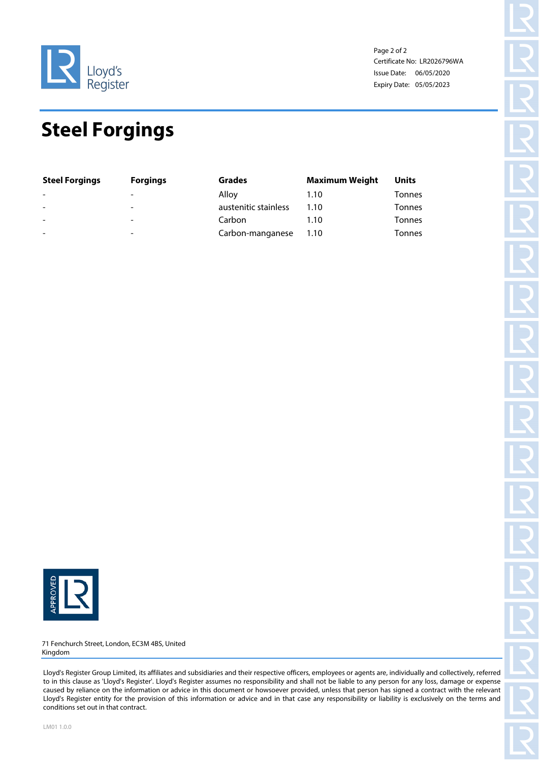Page 2 of 2
Certificate No: LR2026796WA
Issue Date: 06/05/2020
Expiry Date: 05/05/2023

# Steel Forgings

| Steel Forgings | Forgings | Grades | Maximum Weight | Units |
|---|---|---|---|---|
| - | - | Alloy | 1.10 | Tonnes |
| - | - | austenitic stainless | 1.10 | Tonnes |
| - | - | Carbon | 1.10 | Tonnes |
| - | - | Carbon-manganese | 1.10 | Tonnes |

71 Fenchurch Street, London, EC3M 4BS, United Kingdom

Lloyd's Register Group Limited, its affiliates and subsidiaries and their respective officers, employees or agents are, individually and collectively, referred to in this clause as 'Lloyd's Register'. Lloyd's Register assumes no responsibility and shall not be liable to any person for any loss, damage or expense caused by reliance on the information or advice in this document or howsoever provided, unless that person has signed a contract with the relevant Lloyd's Register entity for the provision of this information or advice and in that case any responsibility or liability is exclusively on the terms and conditions set out in that contract.

LM01 1.0.0